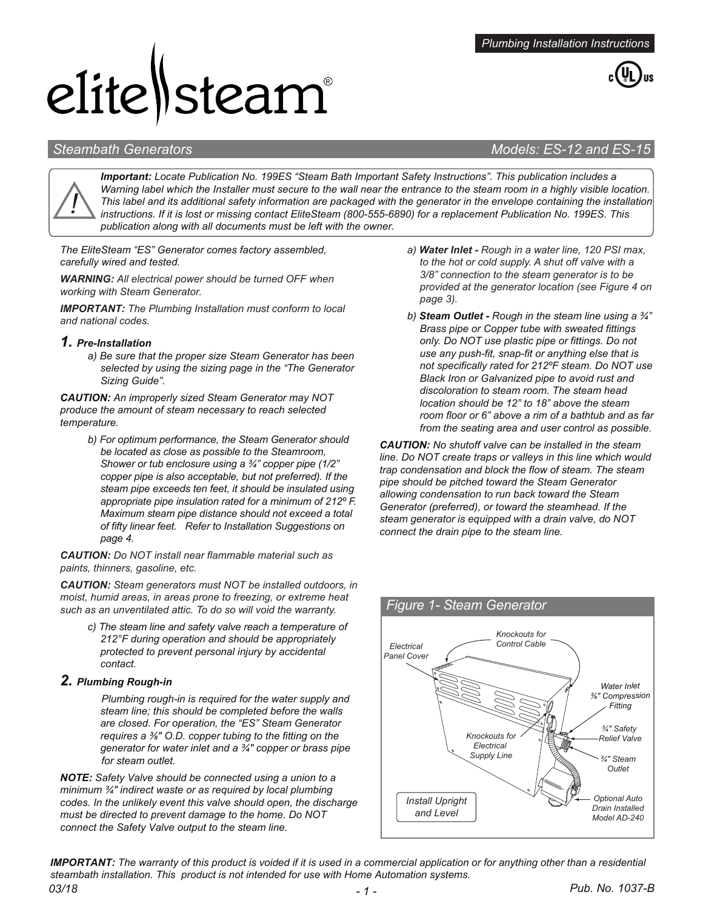Plumbing Installation Instructions

# elite steam®

## Steambath Generators — Models: ES-12 and ES-15

> ! ***Important:*** *Locate Publication No. 199ES "Steam Bath Important Safety Instructions". This publication includes a Warning label which the Installer must secure to the wall near the entrance to the steam room in a highly visible location. This label and its additional safety information are packaged with the generator in the envelope containing the installation instructions. If it is lost or missing contact EliteSteam (800-555-6890) for a replacement Publication No. 199ES. This publication along with all documents must be left with the owner.*

*The EliteSteam "ES" Generator comes factory assembled, carefully wired and tested.*

***WARNING:*** *All electrical power should be turned OFF when working with Steam Generator.*

***IMPORTANT:*** *The Plumbing Installation must conform to local and national codes.*

### 1. Pre-Installation

a) *Be sure that the proper size Steam Generator has been selected by using the sizing page in the "The Generator Sizing Guide".*

***CAUTION:*** *An improperly sized Steam Generator may NOT produce the amount of steam necessary to reach selected temperature.*

b) *For optimum performance, the Steam Generator should be located as close as possible to the Steamroom, Shower or tub enclosure using a ¾" copper pipe (1/2" copper pipe is also acceptable, but not preferred). If the steam pipe exceeds ten feet, it should be insulated using appropriate pipe insulation rated for a minimum of 212º F. Maximum steam pipe distance should not exceed a total of fifty linear feet. Refer to Installation Suggestions on page 4.*

***CAUTION:*** *Do NOT install near flammable material such as paints, thinners, gasoline, etc.*

***CAUTION:*** *Steam generators must NOT be installed outdoors, in moist, humid areas, in areas prone to freezing, or extreme heat such as an unventilated attic. To do so will void the warranty.*

c) *The steam line and safety valve reach a temperature of 212°F during operation and should be appropriately protected to prevent personal injury by accidental contact.*

### 2. Plumbing Rough-in

*Plumbing rough-in is required for the water supply and steam line; this should be completed before the walls are closed. For operation, the "ES" Steam Generator requires a ⅜" O.D. copper tubing to the fitting on the generator for water inlet and a ¾" copper or brass pipe for steam outlet.*

***NOTE:*** *Safety Valve should be connected using a union to a minimum ¾" indirect waste or as required by local plumbing codes. In the unlikely event this valve should open, the discharge must be directed to prevent damage to the home. Do NOT connect the Safety Valve output to the steam line.*

a) ***Water Inlet -*** *Rough in a water line, 120 PSI max, to the hot or cold supply. A shut off valve with a 3/8" connection to the steam generator is to be provided at the generator location (see Figure 4 on page 3).*

b) ***Steam Outlet -*** *Rough in the steam line using a ¾" Brass pipe or Copper tube with sweated fittings only. Do NOT use plastic pipe or fittings. Do not use any push-fit, snap-fit or anything else that is not specifically rated for 212ºF steam. Do NOT use Black Iron or Galvanized pipe to avoid rust and discoloration to steam room. The steam head location should be 12" to 18" above the steam room floor or 6" above a rim of a bathtub and as far from the seating area and user control as possible.*

***CAUTION:*** *No shutoff valve can be installed in the steam line. Do NOT create traps or valleys in this line which would trap condensation and block the flow of steam. The steam pipe should be pitched toward the Steam Generator allowing condensation to run back toward the Steam Generator (preferred), or toward the steamhead. If the steam generator is equipped with a drain valve, do NOT connect the drain pipe to the steam line.*

*Figure 1- Steam Generator*

Labels: Electrical Panel Cover; Knockouts for Control Cable; Water Inlet ⅜" Compression Fitting; ¾" Safety Relief Valve; ¾" Steam Outlet; Knockouts for Electrical Supply Line; Optional Auto Drain Installed Model AD-240; Install Upright and Level

***IMPORTANT:*** *The warranty of this product is voided if it is used in a commercial application or for anything other than a residential steambath installation. This product is not intended for use with Home Automation systems.*

03/18 — Pub. No. 1037-B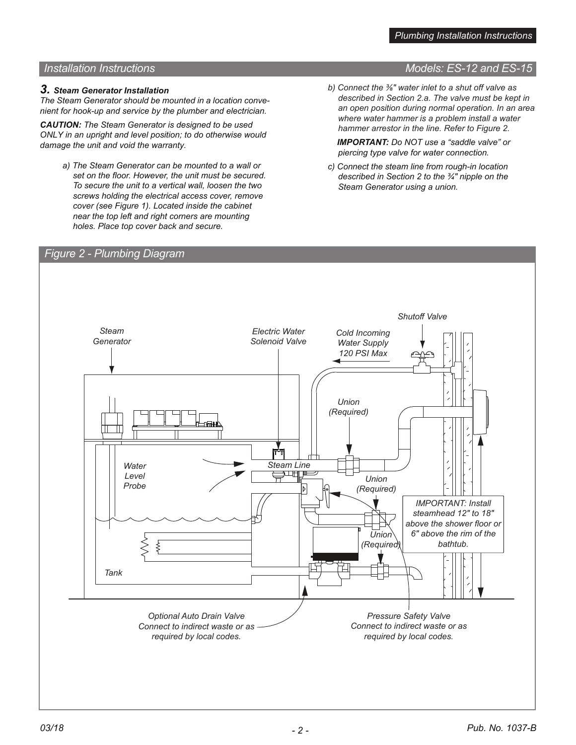## Installation Instructions — Models: ES-12 and ES-15

### 3. Steam Generator Installation

*The Steam Generator should be mounted in a location convenient for hook-up and service by the plumber and electrician.*

***CAUTION:*** *The Steam Generator is designed to be used ONLY in an upright and level position; to do otherwise would damage the unit and void the warranty.*

*a) The Steam Generator can be mounted to a wall or set on the floor. However, the unit must be secured. To secure the unit to a vertical wall, loosen the two screws holding the electrical access cover, remove cover (see Figure 1). Located inside the cabinet near the top left and right corners are mounting holes. Place top cover back and secure.*

*b) Connect the ⅜" water inlet to a shut off valve as described in Section 2.a. The valve must be kept in an open position during normal operation. In an area where water hammer is a problem install a water hammer arrestor in the line. Refer to Figure 2.*

***IMPORTANT:*** *Do NOT use a "saddle valve" or piercing type valve for water connection.*

*c) Connect the steam line from rough-in location described in Section 2 to the ¾" nipple on the Steam Generator using a union.*

## Figure 2 - Plumbing Diagram

Steam Generator

Electric Water Solenoid Valve

Cold Incoming Water Supply 120 PSI Max

Shutoff Valve

Union (Required)

Water Level Probe

Steam Line

Union (Required)

Union (Required)

IMPORTANT: Install steamhead 12" to 18" above the shower floor or 6" above the rim of the bathtub.

Tank

Optional Auto Drain Valve Connect to indirect waste or as required by local codes.

Pressure Safety Valve Connect to indirect waste or as required by local codes.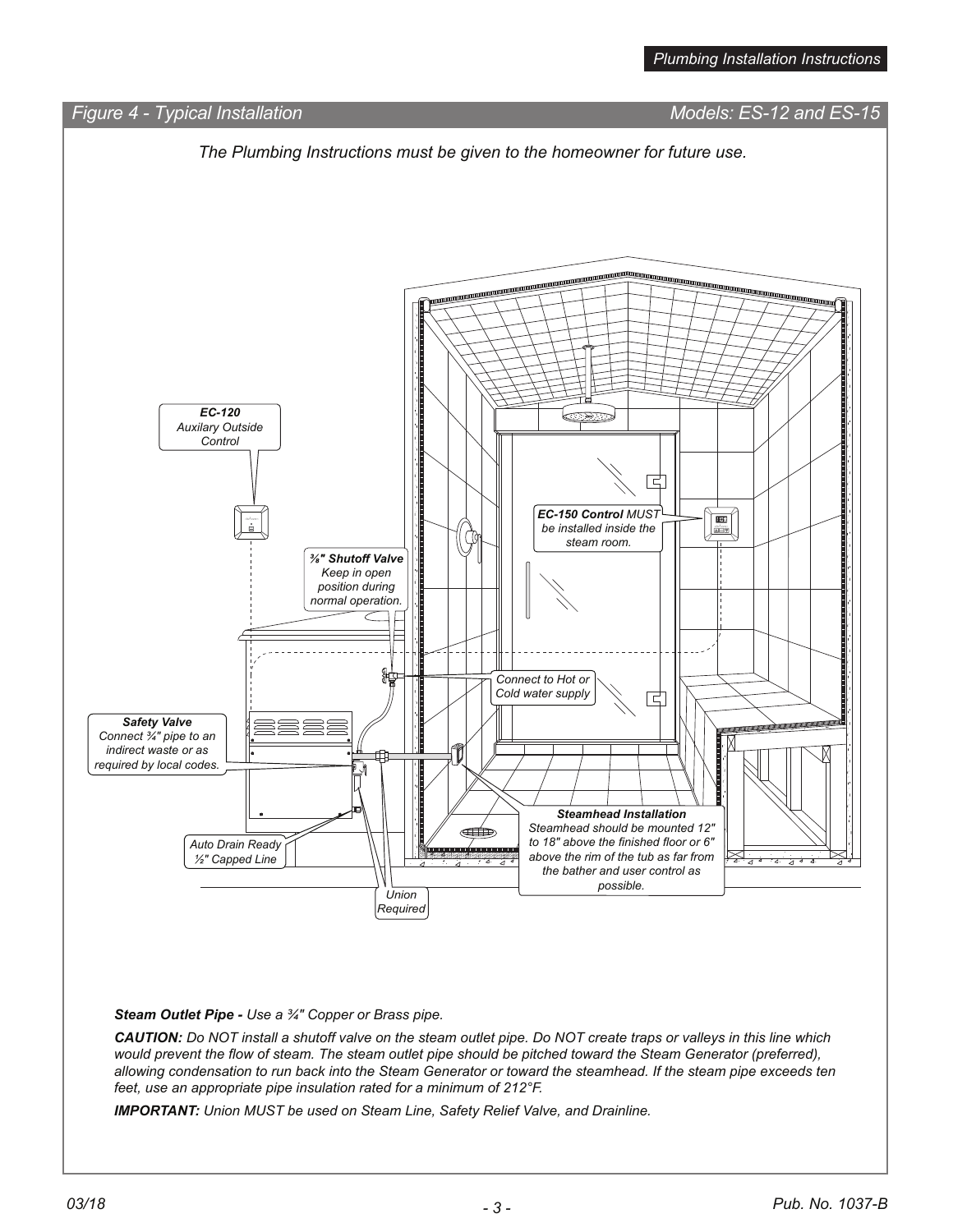## Figure 4 - Typical Installation — Models: ES-12 and ES-15

*The Plumbing Instructions must be given to the homeowner for future use.*

**EC-120**
*Auxilary Outside Control*

***⅜" Shutoff Valve*** *Keep in open position during normal operation.*

***EC-150 Control*** *MUST be installed inside the steam room.*

*Connect to Hot or Cold water supply*

***Safety Valve*** *Connect ¾" pipe to an indirect waste or as required by local codes.*

*Auto Drain Ready ½" Capped Line*

*Union Required*

***Steamhead Installation*** *Steamhead should be mounted 12" to 18" above the finished floor or 6" above the rim of the tub as far from the bather and user control as possible.*

***Steam Outlet Pipe -*** *Use a ¾" Copper or Brass pipe.*

***CAUTION:*** *Do NOT install a shutoff valve on the steam outlet pipe. Do NOT create traps or valleys in this line which would prevent the flow of steam. The steam outlet pipe should be pitched toward the Steam Generator (preferred), allowing condensation to run back into the Steam Generator or toward the steamhead. If the steam pipe exceeds ten feet, use an appropriate pipe insulation rated for a minimum of 212°F.*

***IMPORTANT:*** *Union MUST be used on Steam Line, Safety Relief Valve, and Drainline.*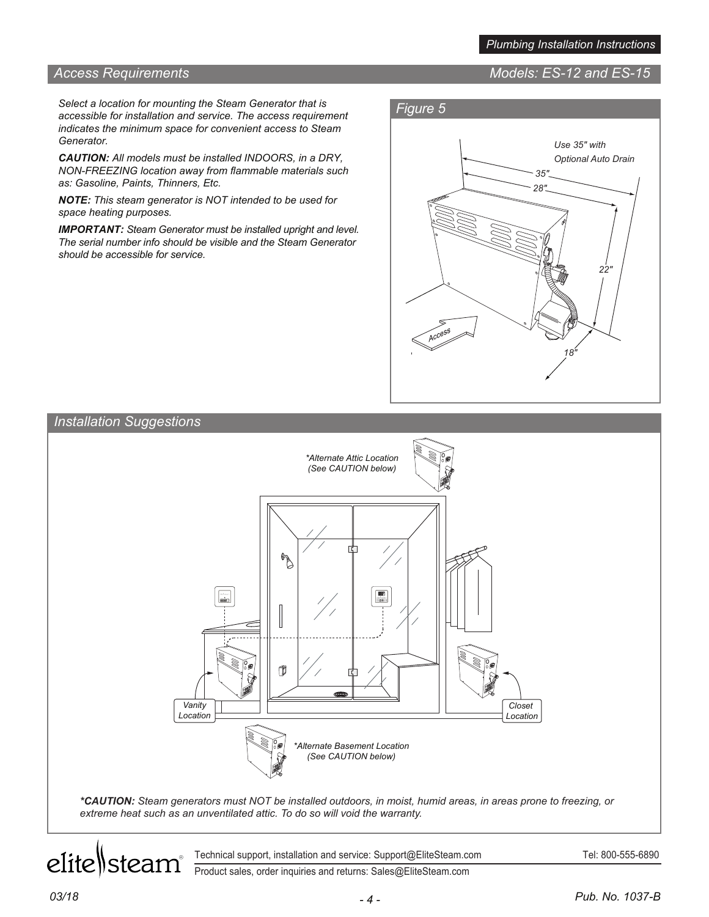*Plumbing Installation Instructions*

## *Access Requirements* — *Models: ES-12 and ES-15*

*Select a location for mounting the Steam Generator that is accessible for installation and service. The access requirement indicates the minimum space for convenient access to Steam Generator.*

***CAUTION:*** *All models must be installed INDOORS, in a DRY, NON-FREEZING location away from flammable materials such as: Gasoline, Paints, Thinners, Etc.*

***NOTE:*** *This steam generator is NOT intended to be used for space heating purposes.*

***IMPORTANT:*** *Steam Generator must be installed upright and level. The serial number info should be visible and the Steam Generator should be accessible for service.*

### *Figure 5*

Use 35" with Optional Auto Drain

35"

28"

22"

18"

Access

## *Installation Suggestions*

*Alternate Attic Location (See CAUTION below)

Vanity Location

Closet Location

*Alternate Basement Location (See CAUTION below)

****CAUTION:*** *Steam generators must NOT be installed outdoors, in moist, humid areas, in areas prone to freezing, or extreme heat such as an unventilated attic. To do so will void the warranty.*

elite steam®

Technical support, installation and service: Support@EliteSteam.com — Tel: 800-555-6890

Product sales, order inquiries and returns: Sales@EliteSteam.com

*03/18* — *Pub. No. 1037-B*